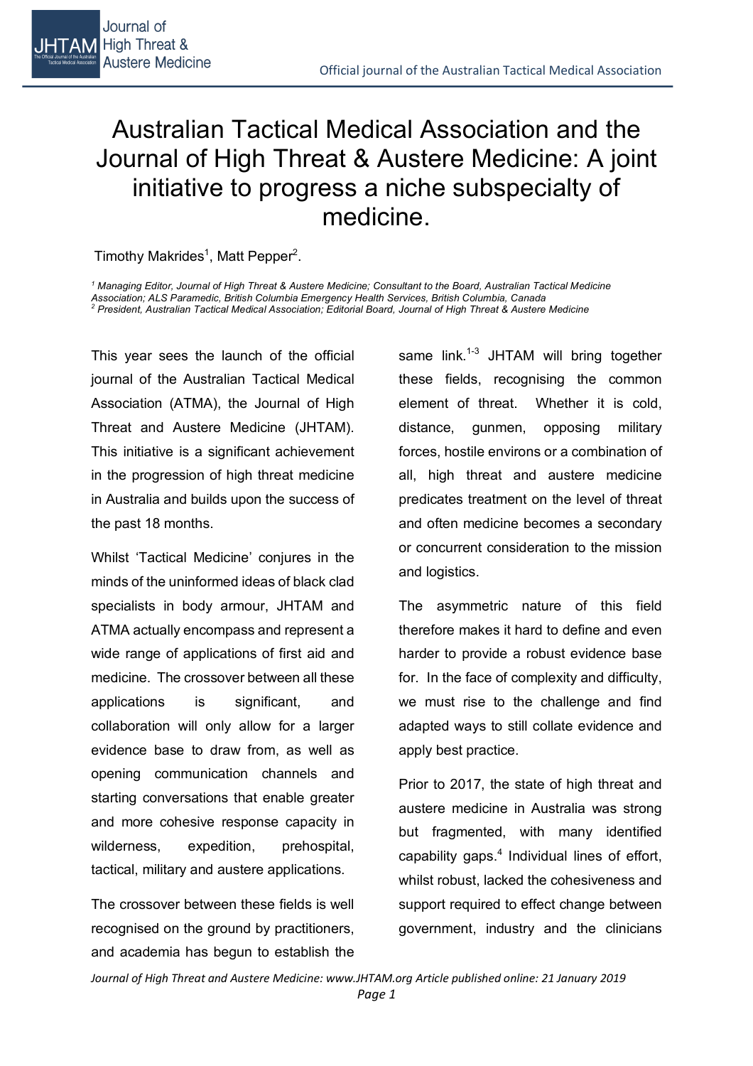# Australian Tactical Medical Association and the Journal of High Threat & Austere Medicine: A joint initiative to progress a niche subspecialty of medicine.

Timothy Makrides[1], Matt Pepper[2].

*[1] Managing Editor, Journal of High Threat & Austere Medicine; Consultant to the Board, Australian Tactical Medicine Association; ALS Paramedic, British Columbia Emergency Health Services, British Columbia, Canada*
*[2] President, Australian Tactical Medical Association; Editorial Board, Journal of High Threat & Austere Medicine*

This year sees the launch of the official journal of the Australian Tactical Medical Association (ATMA), the Journal of High Threat and Austere Medicine (JHTAM). This initiative is a significant achievement in the progression of high threat medicine in Australia and builds upon the success of the past 18 months.

Whilst 'Tactical Medicine' conjures in the minds of the uninformed ideas of black clad specialists in body armour, JHTAM and ATMA actually encompass and represent a wide range of applications of first aid and medicine. The crossover between all these applications is significant, and collaboration will only allow for a larger evidence base to draw from, as well as opening communication channels and starting conversations that enable greater and more cohesive response capacity in wilderness, expedition, prehospital, tactical, military and austere applications.

The crossover between these fields is well recognised on the ground by practitioners, and academia has begun to establish the same link.[1-3] JHTAM will bring together these fields, recognising the common element of threat. Whether it is cold, distance, gunmen, opposing military forces, hostile environs or a combination of all, high threat and austere medicine predicates treatment on the level of threat and often medicine becomes a secondary or concurrent consideration to the mission and logistics.

The asymmetric nature of this field therefore makes it hard to define and even harder to provide a robust evidence base for. In the face of complexity and difficulty, we must rise to the challenge and find adapted ways to still collate evidence and apply best practice.

Prior to 2017, the state of high threat and austere medicine in Australia was strong but fragmented, with many identified capability gaps.[4] Individual lines of effort, whilst robust, lacked the cohesiveness and support required to effect change between government, industry and the clinicians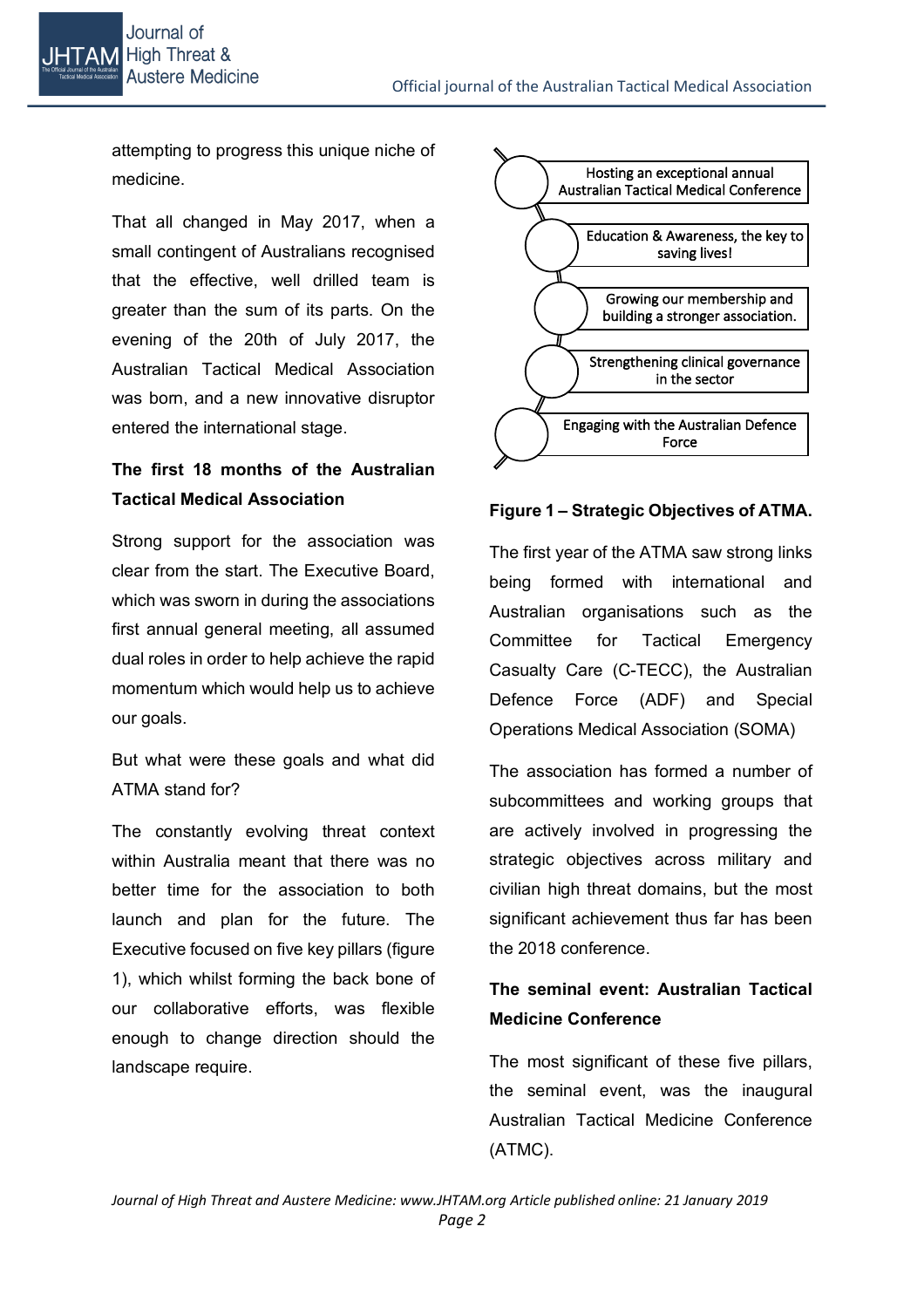attempting to progress this unique niche of medicine.

That all changed in May 2017, when a small contingent of Australians recognised that the effective, well drilled team is greater than the sum of its parts. On the evening of the 20th of July 2017, the Australian Tactical Medical Association was born, and a new innovative disruptor entered the international stage.

**The first 18 months of the Australian Tactical Medical Association**

Strong support for the association was clear from the start. The Executive Board, which was sworn in during the associations first annual general meeting, all assumed dual roles in order to help achieve the rapid momentum which would help us to achieve our goals.

But what were these goals and what did ATMA stand for?

The constantly evolving threat context within Australia meant that there was no better time for the association to both launch and plan for the future. The Executive focused on five key pillars (figure 1), which whilst forming the back bone of our collaborative efforts, was flexible enough to change direction should the landscape require.

- Hosting an exceptional annual Australian Tactical Medical Conference
- Education & Awareness, the key to saving lives!
- Growing our membership and building a stronger association.
- Strengthening clinical governance in the sector
- Engaging with the Australian Defence Force

**Figure 1 – Strategic Objectives of ATMA.**

The first year of the ATMA saw strong links being formed with international and Australian organisations such as the Committee for Tactical Emergency Casualty Care (C-TECC), the Australian Defence Force (ADF) and Special Operations Medical Association (SOMA)

The association has formed a number of subcommittees and working groups that are actively involved in progressing the strategic objectives across military and civilian high threat domains, but the most significant achievement thus far has been the 2018 conference.

**The seminal event: Australian Tactical Medicine Conference**

The most significant of these five pillars, the seminal event, was the inaugural Australian Tactical Medicine Conference (ATMC).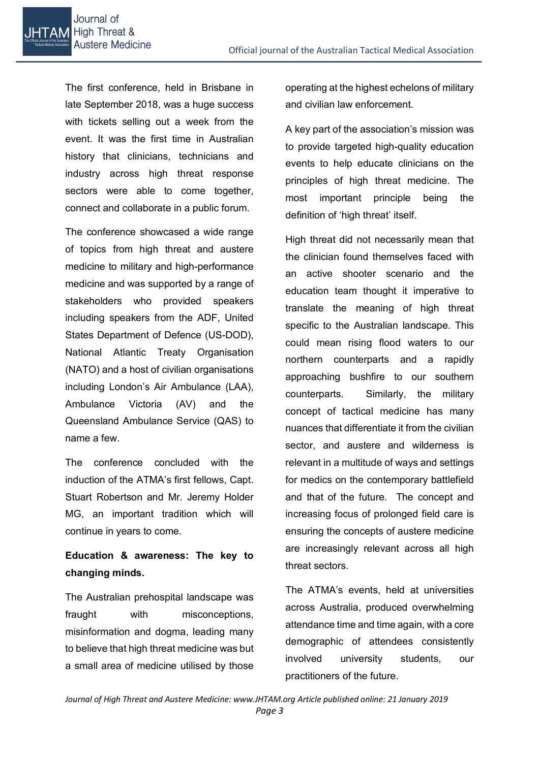The first conference, held in Brisbane in late September 2018, was a huge success with tickets selling out a week from the event. It was the first time in Australian history that clinicians, technicians and industry across high threat response sectors were able to come together, connect and collaborate in a public forum.

The conference showcased a wide range of topics from high threat and austere medicine to military and high-performance medicine and was supported by a range of stakeholders who provided speakers including speakers from the ADF, United States Department of Defence (US-DOD), National Atlantic Treaty Organisation (NATO) and a host of civilian organisations including London's Air Ambulance (LAA), Ambulance Victoria (AV) and the Queensland Ambulance Service (QAS) to name a few.

The conference concluded with the induction of the ATMA's first fellows, Capt. Stuart Robertson and Mr. Jeremy Holder MG, an important tradition which will continue in years to come.

**Education & awareness: The key to changing minds.**

The Australian prehospital landscape was fraught with misconceptions, misinformation and dogma, leading many to believe that high threat medicine was but a small area of medicine utilised by those operating at the highest echelons of military and civilian law enforcement.

A key part of the association's mission was to provide targeted high-quality education events to help educate clinicians on the principles of high threat medicine. The most important principle being the definition of 'high threat' itself.

High threat did not necessarily mean that the clinician found themselves faced with an active shooter scenario and the education team thought it imperative to translate the meaning of high threat specific to the Australian landscape. This could mean rising flood waters to our northern counterparts and a rapidly approaching bushfire to our southern counterparts. Similarly, the military concept of tactical medicine has many nuances that differentiate it from the civilian sector, and austere and wilderness is relevant in a multitude of ways and settings for medics on the contemporary battlefield and that of the future. The concept and increasing focus of prolonged field care is ensuring the concepts of austere medicine are increasingly relevant across all high threat sectors.

The ATMA's events, held at universities across Australia, produced overwhelming attendance time and time again, with a core demographic of attendees consistently involved university students, our practitioners of the future.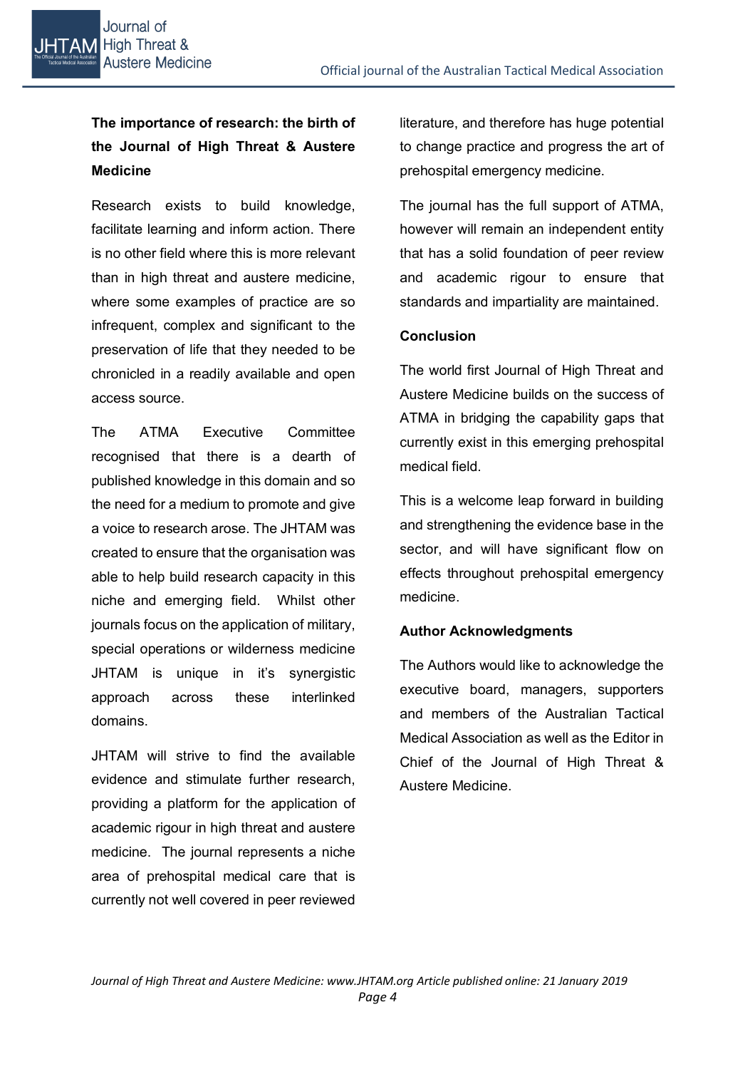## The importance of research: the birth of the Journal of High Threat & Austere Medicine

Research exists to build knowledge, facilitate learning and inform action. There is no other field where this is more relevant than in high threat and austere medicine, where some examples of practice are so infrequent, complex and significant to the preservation of life that they needed to be chronicled in a readily available and open access source.

The ATMA Executive Committee recognised that there is a dearth of published knowledge in this domain and so the need for a medium to promote and give a voice to research arose. The JHTAM was created to ensure that the organisation was able to help build research capacity in this niche and emerging field. Whilst other journals focus on the application of military, special operations or wilderness medicine JHTAM is unique in it's synergistic approach across these interlinked domains.

JHTAM will strive to find the available evidence and stimulate further research, providing a platform for the application of academic rigour in high threat and austere medicine. The journal represents a niche area of prehospital medical care that is currently not well covered in peer reviewed literature, and therefore has huge potential to change practice and progress the art of prehospital emergency medicine.

The journal has the full support of ATMA, however will remain an independent entity that has a solid foundation of peer review and academic rigour to ensure that standards and impartiality are maintained.

## Conclusion

The world first Journal of High Threat and Austere Medicine builds on the success of ATMA in bridging the capability gaps that currently exist in this emerging prehospital medical field.

This is a welcome leap forward in building and strengthening the evidence base in the sector, and will have significant flow on effects throughout prehospital emergency medicine.

## Author Acknowledgments

The Authors would like to acknowledge the executive board, managers, supporters and members of the Australian Tactical Medical Association as well as the Editor in Chief of the Journal of High Threat & Austere Medicine.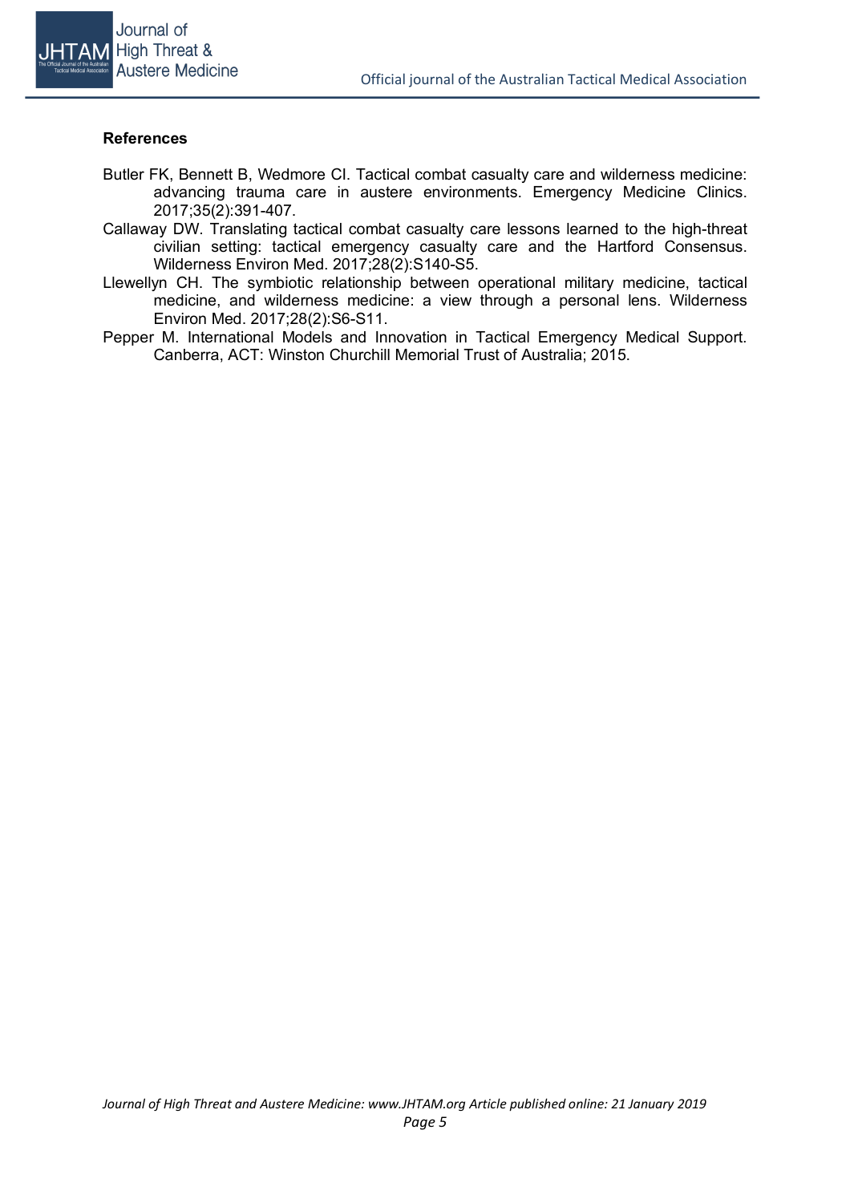### References

Butler FK, Bennett B, Wedmore CI. Tactical combat casualty care and wilderness medicine: advancing trauma care in austere environments. Emergency Medicine Clinics. 2017;35(2):391-407.

Callaway DW. Translating tactical combat casualty care lessons learned to the high-threat civilian setting: tactical emergency casualty care and the Hartford Consensus. Wilderness Environ Med. 2017;28(2):S140-S5.

Llewellyn CH. The symbiotic relationship between operational military medicine, tactical medicine, and wilderness medicine: a view through a personal lens. Wilderness Environ Med. 2017;28(2):S6-S11.

Pepper M. International Models and Innovation in Tactical Emergency Medical Support. Canberra, ACT: Winston Churchill Memorial Trust of Australia; 2015.